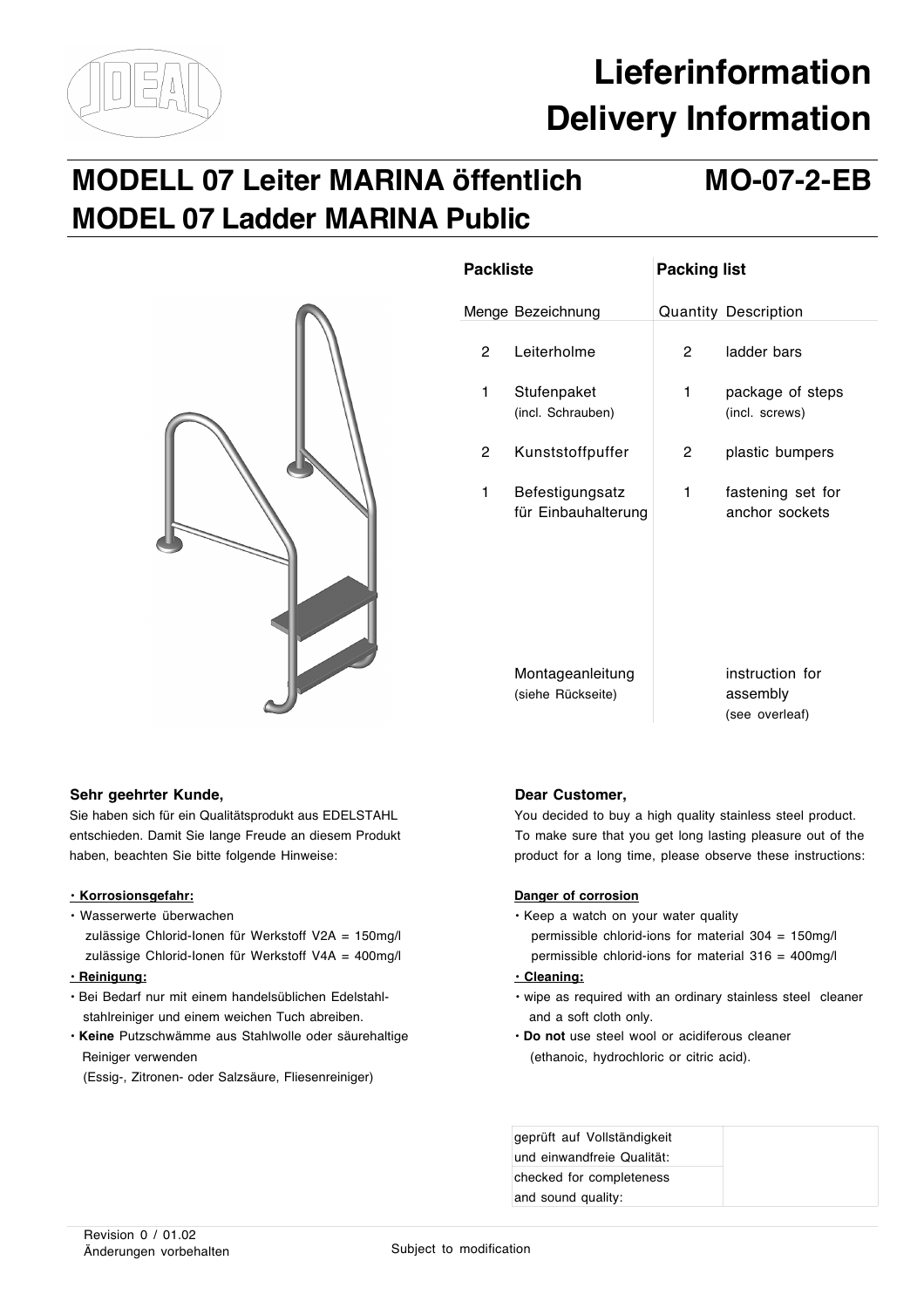# Lieferinformation
# Delivery Information

## MODELL 07 Leiter MARINA öffentlich — MO-07-2-EB
## MODEL 07 Ladder MARINA Public

| Packliste | | Packing list | |
|---|---|---|---|
| Menge | Bezeichnung | Quantity | Description |
| 2 | Leiterholme | 2 | ladder bars |
| 1 | Stufenpaket (incl. Schrauben) | 1 | package of steps (incl. screws) |
| 2 | Kunststoffpuffer | 2 | plastic bumpers |
| 1 | Befestigungsatz für Einbauhalterung | 1 | fastening set for anchor sockets |
| | Montageanleitung (siehe Rückseite) | | instruction for assembly (see overleaf) |

**Sehr geehrter Kunde,**

Sie haben sich für ein Qualitätsprodukt aus EDELSTAHL entschieden. Damit Sie lange Freude an diesem Produkt haben, beachten Sie bitte folgende Hinweise:

**• Korrosionsgefahr:**

- Wasserwerte überwachen
  zulässige Chlorid-Ionen für Werkstoff V2A = 150mg/l
  zulässige Chlorid-Ionen für Werkstoff V4A = 400mg/l

**• Reinigung:**

- Bei Bedarf nur mit einem handelsüblichen Edelstahl-stahlreiniger und einem weichen Tuch abreiben.
- **Keine** Putzschwämme aus Stahlwolle oder säurehaltige Reiniger verwenden
  (Essig-, Zitronen- oder Salzsäure, Fliesenreiniger)

**Dear Customer,**

You decided to buy a high quality stainless steel product. To make sure that you get long lasting pleasure out of the product for a long time, please observe these instructions:

**Danger of corrosion**

- Keep a watch on your water quality
  permissible chlorid-ions for material 304 = 150mg/l
  permissible chlorid-ions for material 316 = 400mg/l

**• Cleaning:**

- wipe as required with an ordinary stainless steel cleaner and a soft cloth only.
- **Do not** use steel wool or acidiferous cleaner
  (ethanoic, hydrochloric or citric acid).

| geprüft auf Vollständigkeit und einwandfreie Qualität: | |
|---|---|
| checked for completeness and sound quality: | |

Revision 0 / 01.02
Änderungen vorbehalten — Subject to modification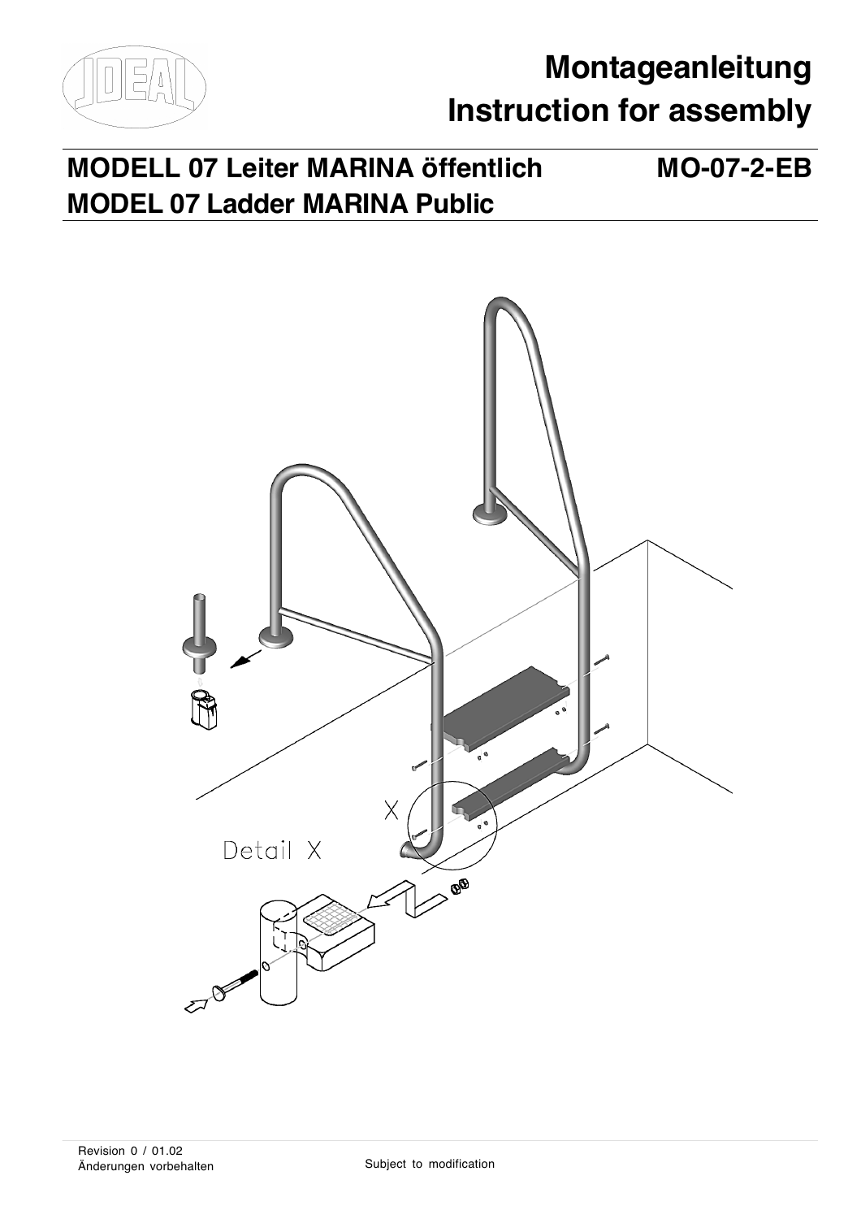# Montageanleitung
# Instruction for assembly

## MODELL 07 Leiter MARINA öffentlich — MO-07-2-EB
## MODEL 07 Ladder MARINA Public

X

Detail X

Revision 0 / 01.02
Änderungen vorbehalten

Subject to modification